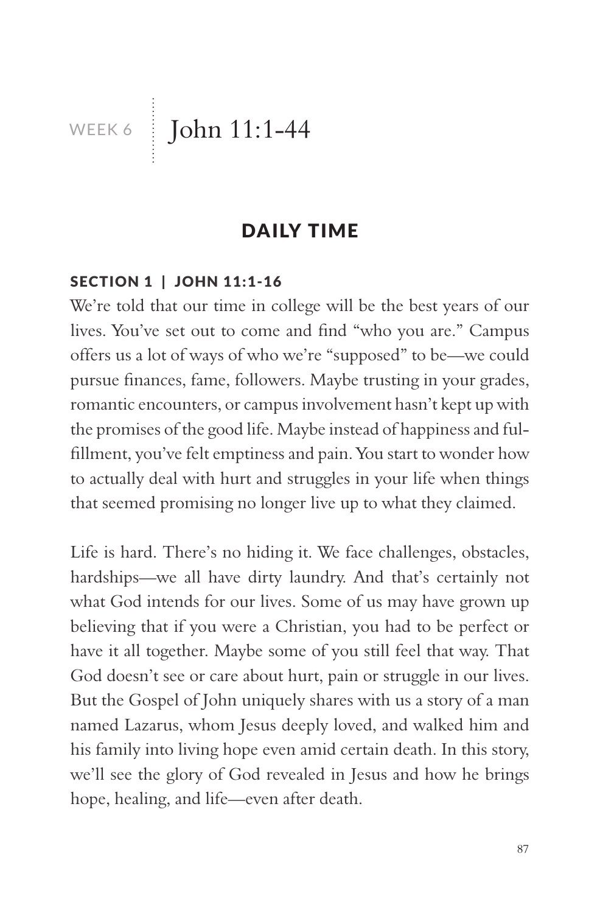# WEEK 6 | John 11:1-44

## DAILY TIME

### SECTION 1 | JOHN 11:1-16

We're told that our time in college will be the best years of our lives. You've set out to come and find "who you are." Campus offers us a lot of ways of who we're "supposed" to be—we could pursue finances, fame, followers. Maybe trusting in your grades, romantic encounters, or campus involvement hasn't kept up with the promises of the good life. Maybe instead of happiness and fulfillment, you've felt emptiness and pain. You start to wonder how to actually deal with hurt and struggles in your life when things that seemed promising no longer live up to what they claimed.

Life is hard. There's no hiding it. We face challenges, obstacles, hardships—we all have dirty laundry. And that's certainly not what God intends for our lives. Some of us may have grown up believing that if you were a Christian, you had to be perfect or have it all together. Maybe some of you still feel that way. That God doesn't see or care about hurt, pain or struggle in our lives. But the Gospel of John uniquely shares with us a story of a man named Lazarus, whom Jesus deeply loved, and walked him and his family into living hope even amid certain death. In this story, we'll see the glory of God revealed in Jesus and how he brings hope, healing, and life—even after death.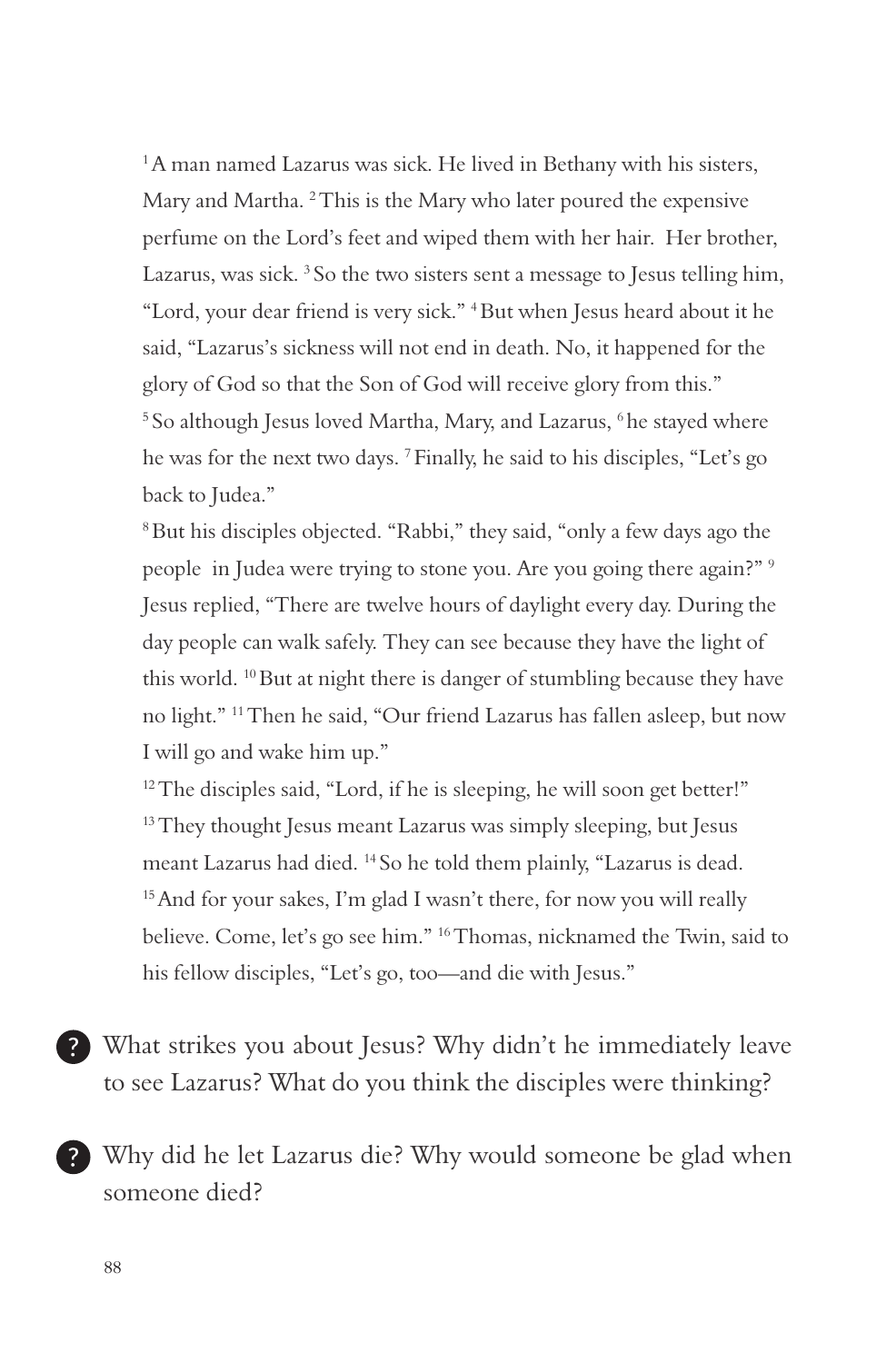[1] A man named Lazarus was sick. He lived in Bethany with his sisters, Mary and Martha. [2] This is the Mary who later poured the expensive perfume on the Lord's feet and wiped them with her hair. Her brother, Lazarus, was sick. [3] So the two sisters sent a message to Jesus telling him, "Lord, your dear friend is very sick." [4] But when Jesus heard about it he said, "Lazarus's sickness will not end in death. No, it happened for the glory of God so that the Son of God will receive glory from this." [5] So although Jesus loved Martha, Mary, and Lazarus, [6] he stayed where he was for the next two days. [7] Finally, he said to his disciples, "Let's go back to Judea."

[8] But his disciples objected. "Rabbi," they said, "only a few days ago the people in Judea were trying to stone you. Are you going there again?" [9] Jesus replied, "There are twelve hours of daylight every day. During the day people can walk safely. They can see because they have the light of this world. [10] But at night there is danger of stumbling because they have no light." [11] Then he said, "Our friend Lazarus has fallen asleep, but now I will go and wake him up."

[12] The disciples said, "Lord, if he is sleeping, he will soon get better!" [13] They thought Jesus meant Lazarus was simply sleeping, but Jesus meant Lazarus had died. [14] So he told them plainly, "Lazarus is dead. [15] And for your sakes, I'm glad I wasn't there, for now you will really believe. Come, let's go see him." [16] Thomas, nicknamed the Twin, said to his fellow disciples, "Let's go, too—and die with Jesus."

? What strikes you about Jesus? Why didn't he immediately leave to see Lazarus? What do you think the disciples were thinking?

? Why did he let Lazarus die? Why would someone be glad when someone died?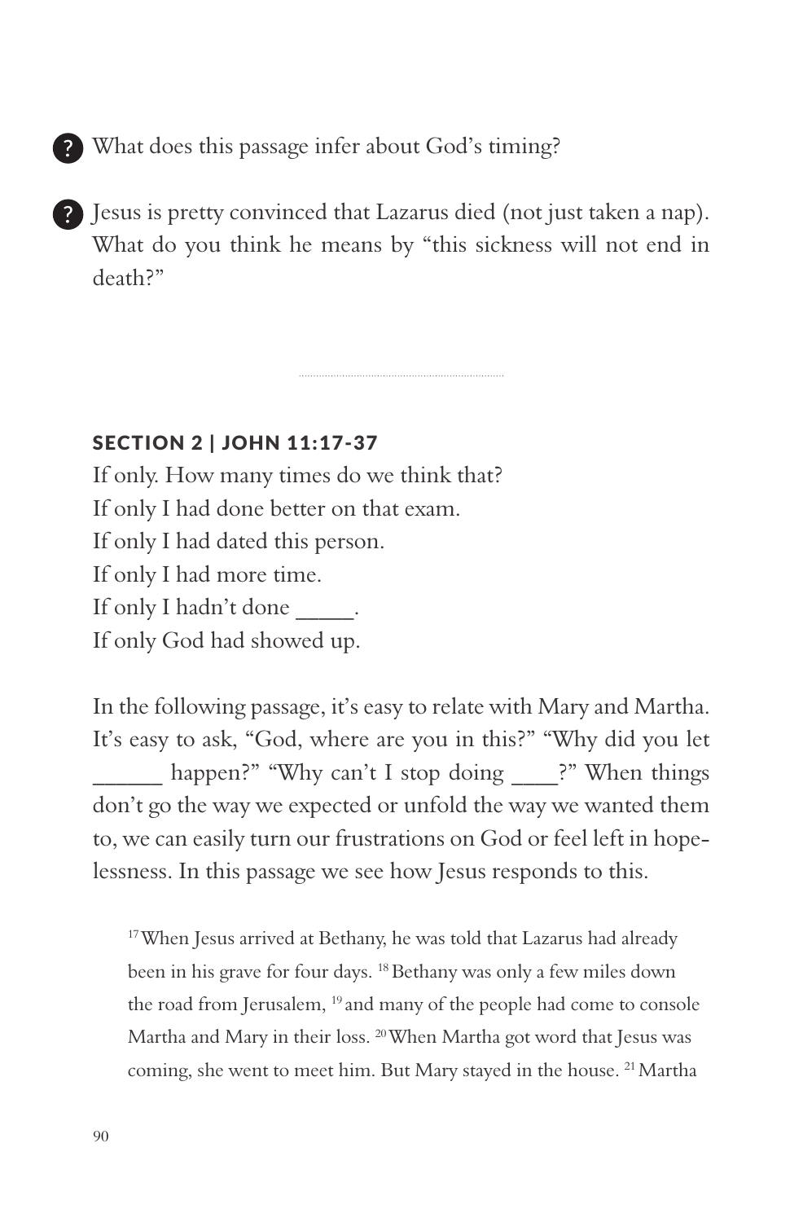? What does this passage infer about God's timing?

? Jesus is pretty convinced that Lazarus died (not just taken a nap). What do you think he means by "this sickness will not end in death?"

---

## SECTION 2 | JOHN 11:17-37

If only. How many times do we think that?
If only I had done better on that exam.
If only I had dated this person.
If only I had more time.
If only I hadn't done _____.
If only God had showed up.

In the following passage, it's easy to relate with Mary and Martha. It's easy to ask, "God, where are you in this?" "Why did you let ______ happen?" "Why can't I stop doing ____?" When things don't go the way we expected or unfold the way we wanted them to, we can easily turn our frustrations on God or feel left in hopelessness. In this passage we see how Jesus responds to this.

> [17] When Jesus arrived at Bethany, he was told that Lazarus had already been in his grave for four days. [18] Bethany was only a few miles down the road from Jerusalem, [19] and many of the people had come to console Martha and Mary in their loss. [20] When Martha got word that Jesus was coming, she went to meet him. But Mary stayed in the house. [21] Martha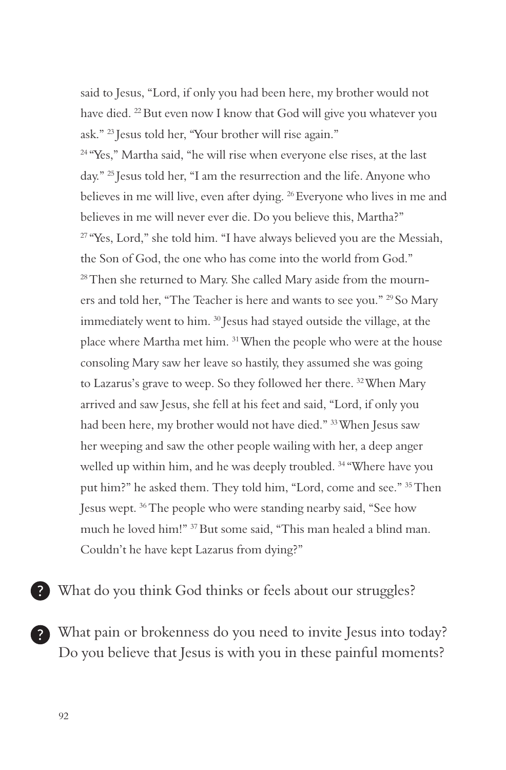said to Jesus, "Lord, if only you had been here, my brother would not have died. [22] But even now I know that God will give you whatever you ask." [23] Jesus told her, "Your brother will rise again."

[24] "Yes," Martha said, "he will rise when everyone else rises, at the last day." [25] Jesus told her, "I am the resurrection and the life. Anyone who believes in me will live, even after dying. [26] Everyone who lives in me and believes in me will never ever die. Do you believe this, Martha?"

[27] "Yes, Lord," she told him. "I have always believed you are the Messiah, the Son of God, the one who has come into the world from God."

[28] Then she returned to Mary. She called Mary aside from the mourners and told her, "The Teacher is here and wants to see you." [29] So Mary immediately went to him. [30] Jesus had stayed outside the village, at the place where Martha met him. [31] When the people who were at the house consoling Mary saw her leave so hastily, they assumed she was going to Lazarus's grave to weep. So they followed her there. [32] When Mary arrived and saw Jesus, she fell at his feet and said, "Lord, if only you had been here, my brother would not have died." [33] When Jesus saw her weeping and saw the other people wailing with her, a deep anger welled up within him, and he was deeply troubled. [34] "Where have you put him?" he asked them. They told him, "Lord, come and see." [35] Then Jesus wept. [36] The people who were standing nearby said, "See how much he loved him!" [37] But some said, "This man healed a blind man. Couldn't he have kept Lazarus from dying?"

? What do you think God thinks or feels about our struggles?

? What pain or brokenness do you need to invite Jesus into today? Do you believe that Jesus is with you in these painful moments?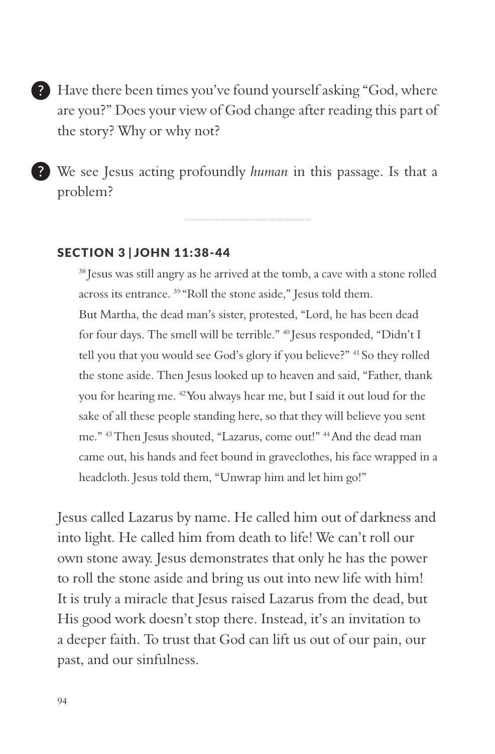? Have there been times you've found yourself asking "God, where are you?" Does your view of God change after reading this part of the story? Why or why not?

? We see Jesus acting profoundly *human* in this passage. Is that a problem?

---

### SECTION 3 | JOHN 11:38-44

> [38] Jesus was still angry as he arrived at the tomb, a cave with a stone rolled across its entrance. [39] "Roll the stone aside," Jesus told them. But Martha, the dead man's sister, protested, "Lord, he has been dead for four days. The smell will be terrible." [40] Jesus responded, "Didn't I tell you that you would see God's glory if you believe?" [41] So they rolled the stone aside. Then Jesus looked up to heaven and said, "Father, thank you for hearing me. [42] You always hear me, but I said it out loud for the sake of all these people standing here, so that they will believe you sent me." [43] Then Jesus shouted, "Lazarus, come out!" [44] And the dead man came out, his hands and feet bound in graveclothes, his face wrapped in a headcloth. Jesus told them, "Unwrap him and let him go!"

Jesus called Lazarus by name. He called him out of darkness and into light. He called him from death to life! We can't roll our own stone away. Jesus demonstrates that only he has the power to roll the stone aside and bring us out into new life with him! It is truly a miracle that Jesus raised Lazarus from the dead, but His good work doesn't stop there. Instead, it's an invitation to a deeper faith. To trust that God can lift us out of our pain, our past, and our sinfulness.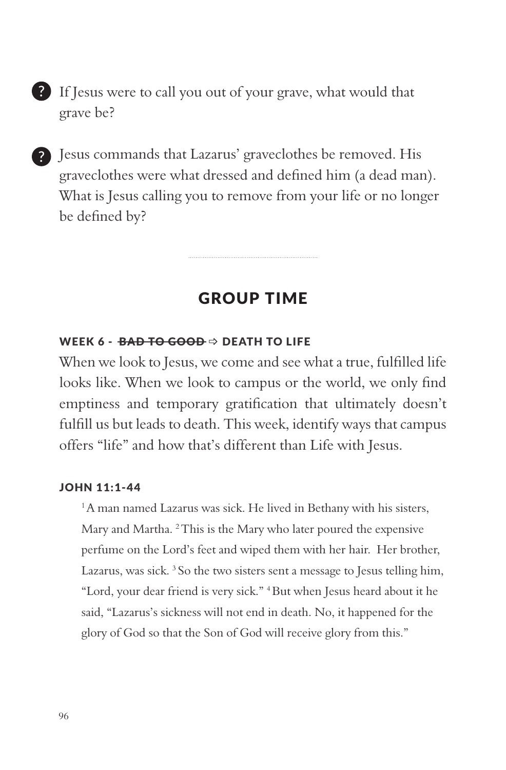? If Jesus were to call you out of your grave, what would that grave be?

? Jesus commands that Lazarus' graveclothes be removed. His graveclothes were what dressed and defined him (a dead man). What is Jesus calling you to remove from your life or no longer be defined by?

---

## GROUP TIME

### WEEK 6 - ~~BAD TO GOOD~~ ⇨ DEATH TO LIFE

When we look to Jesus, we come and see what a true, fulfilled life looks like. When we look to campus or the world, we only find emptiness and temporary gratification that ultimately doesn't fulfill us but leads to death. This week, identify ways that campus offers "life" and how that's different than Life with Jesus.

### JOHN 11:1-44

> [1] A man named Lazarus was sick. He lived in Bethany with his sisters, Mary and Martha. [2] This is the Mary who later poured the expensive perfume on the Lord's feet and wiped them with her hair. Her brother, Lazarus, was sick. [3] So the two sisters sent a message to Jesus telling him, "Lord, your dear friend is very sick." [4] But when Jesus heard about it he said, "Lazarus's sickness will not end in death. No, it happened for the glory of God so that the Son of God will receive glory from this."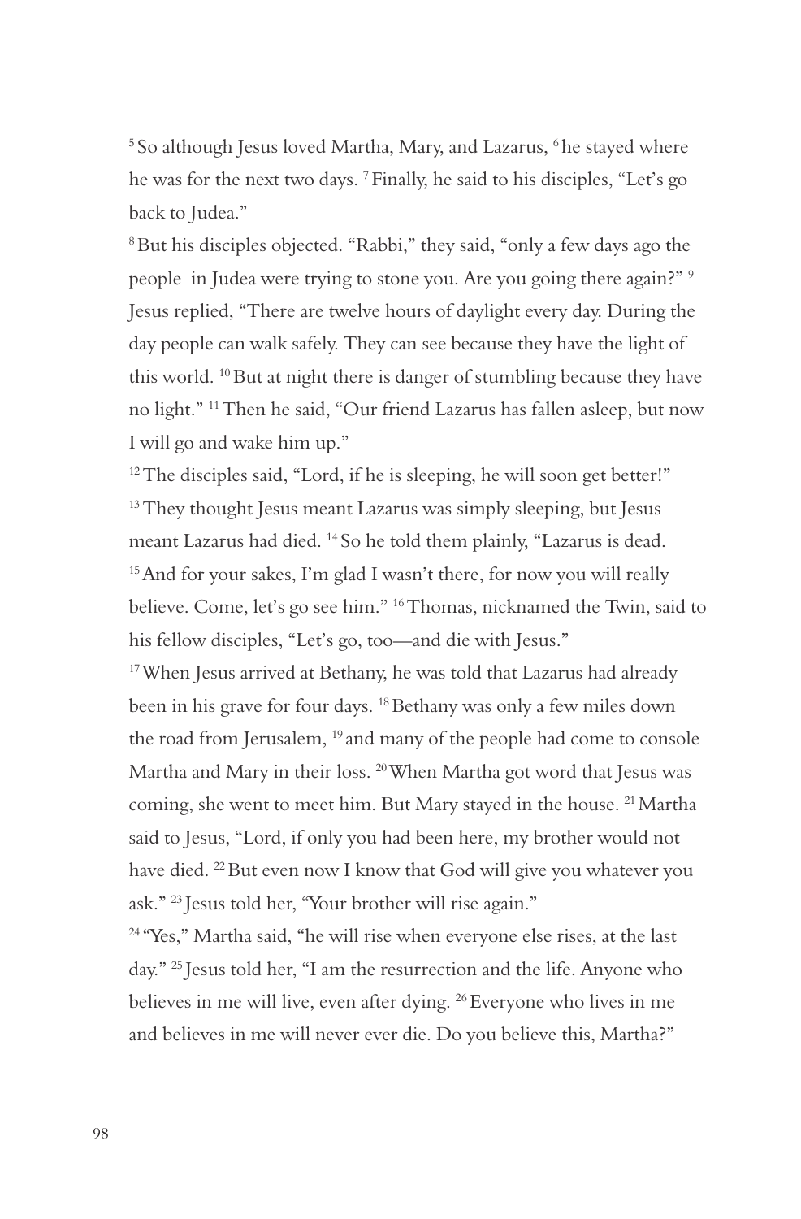[5] So although Jesus loved Martha, Mary, and Lazarus, [6] he stayed where he was for the next two days. [7] Finally, he said to his disciples, "Let's go back to Judea."

[8] But his disciples objected. "Rabbi," they said, "only a few days ago the people in Judea were trying to stone you. Are you going there again?" [9] Jesus replied, "There are twelve hours of daylight every day. During the day people can walk safely. They can see because they have the light of this world. [10] But at night there is danger of stumbling because they have no light." [11] Then he said, "Our friend Lazarus has fallen asleep, but now I will go and wake him up."

[12] The disciples said, "Lord, if he is sleeping, he will soon get better!" [13] They thought Jesus meant Lazarus was simply sleeping, but Jesus meant Lazarus had died. [14] So he told them plainly, "Lazarus is dead. [15] And for your sakes, I'm glad I wasn't there, for now you will really believe. Come, let's go see him." [16] Thomas, nicknamed the Twin, said to his fellow disciples, "Let's go, too—and die with Jesus."

[17] When Jesus arrived at Bethany, he was told that Lazarus had already been in his grave for four days. [18] Bethany was only a few miles down the road from Jerusalem, [19] and many of the people had come to console Martha and Mary in their loss. [20] When Martha got word that Jesus was coming, she went to meet him. But Mary stayed in the house. [21] Martha said to Jesus, "Lord, if only you had been here, my brother would not have died. [22] But even now I know that God will give you whatever you ask." [23] Jesus told her, "Your brother will rise again."

[24] "Yes," Martha said, "he will rise when everyone else rises, at the last day." [25] Jesus told her, "I am the resurrection and the life. Anyone who believes in me will live, even after dying. [26] Everyone who lives in me and believes in me will never ever die. Do you believe this, Martha?"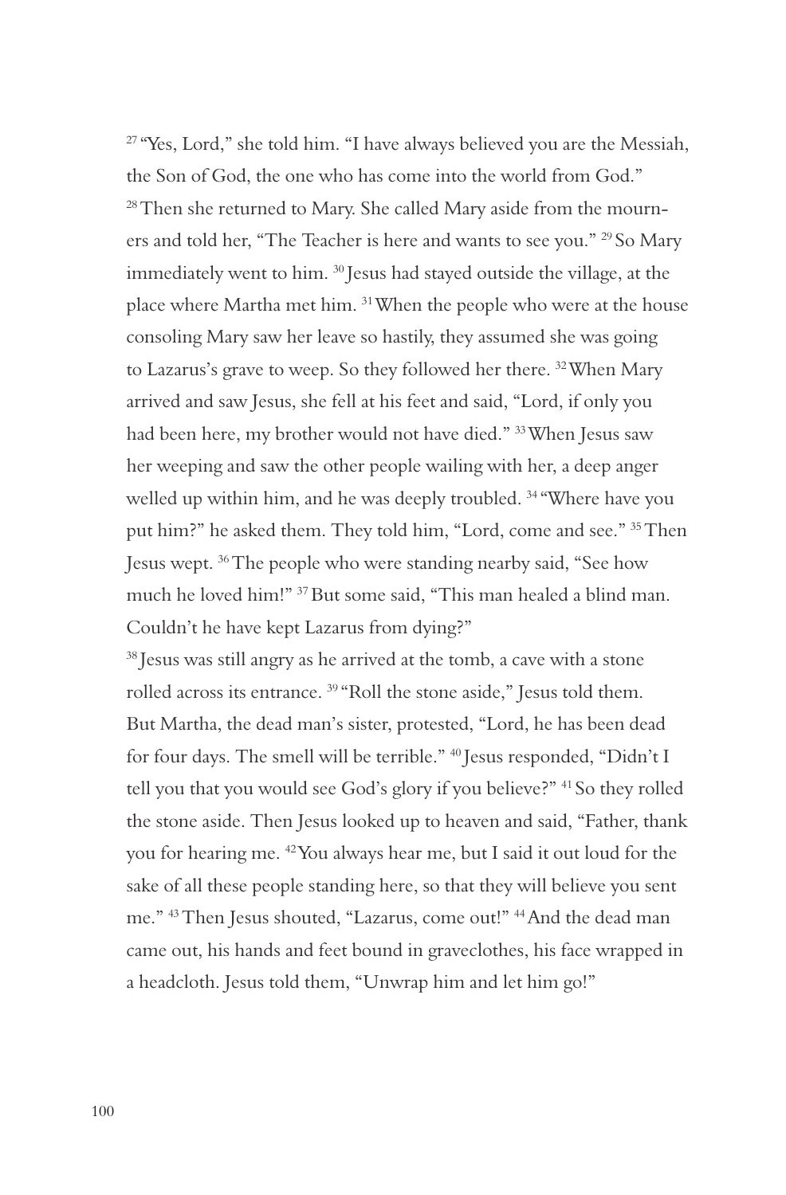[27] "Yes, Lord," she told him. "I have always believed you are the Messiah, the Son of God, the one who has come into the world from God." [28] Then she returned to Mary. She called Mary aside from the mourners and told her, "The Teacher is here and wants to see you." [29] So Mary immediately went to him. [30] Jesus had stayed outside the village, at the place where Martha met him. [31] When the people who were at the house consoling Mary saw her leave so hastily, they assumed she was going to Lazarus's grave to weep. So they followed her there. [32] When Mary arrived and saw Jesus, she fell at his feet and said, "Lord, if only you had been here, my brother would not have died." [33] When Jesus saw her weeping and saw the other people wailing with her, a deep anger welled up within him, and he was deeply troubled. [34] "Where have you put him?" he asked them. They told him, "Lord, come and see." [35] Then Jesus wept. [36] The people who were standing nearby said, "See how much he loved him!" [37] But some said, "This man healed a blind man. Couldn't he have kept Lazarus from dying?"

[38] Jesus was still angry as he arrived at the tomb, a cave with a stone rolled across its entrance. [39] "Roll the stone aside," Jesus told them. But Martha, the dead man's sister, protested, "Lord, he has been dead for four days. The smell will be terrible." [40] Jesus responded, "Didn't I tell you that you would see God's glory if you believe?" [41] So they rolled the stone aside. Then Jesus looked up to heaven and said, "Father, thank you for hearing me. [42] You always hear me, but I said it out loud for the sake of all these people standing here, so that they will believe you sent me." [43] Then Jesus shouted, "Lazarus, come out!" [44] And the dead man came out, his hands and feet bound in graveclothes, his face wrapped in a headcloth. Jesus told them, "Unwrap him and let him go!"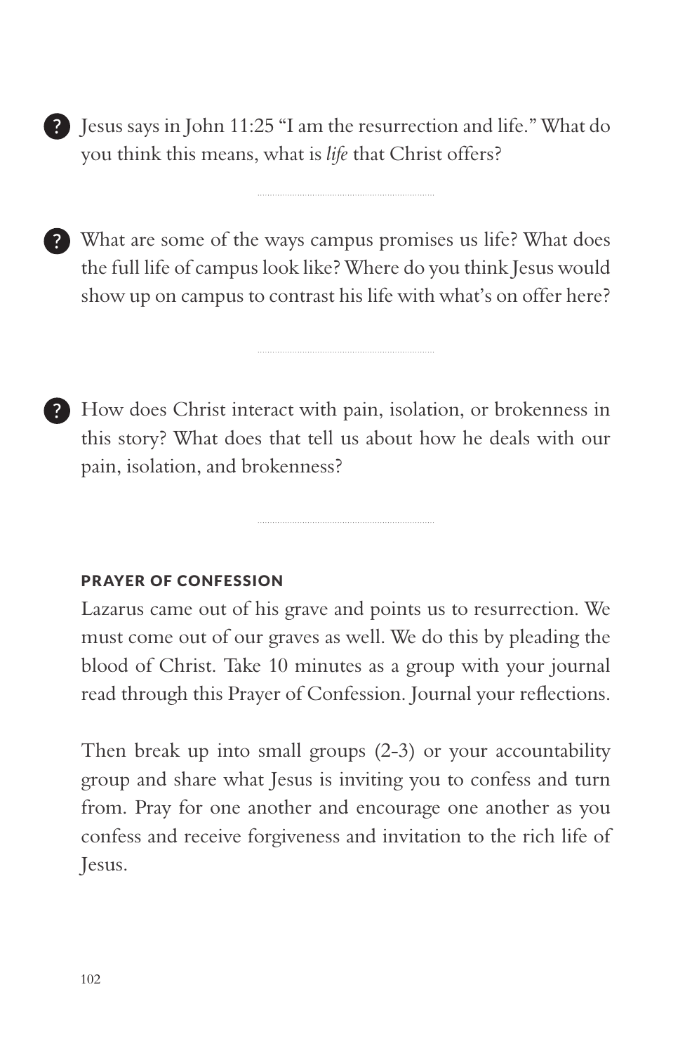? Jesus says in John 11:25 "I am the resurrection and life." What do you think this means, what is *life* that Christ offers?

? What are some of the ways campus promises us life? What does the full life of campus look like? Where do you think Jesus would show up on campus to contrast his life with what's on offer here?

? How does Christ interact with pain, isolation, or brokenness in this story? What does that tell us about how he deals with our pain, isolation, and brokenness?

#### PRAYER OF CONFESSION

Lazarus came out of his grave and points us to resurrection. We must come out of our graves as well. We do this by pleading the blood of Christ. Take 10 minutes as a group with your journal read through this Prayer of Confession. Journal your reflections.

Then break up into small groups (2-3) or your accountability group and share what Jesus is inviting you to confess and turn from. Pray for one another and encourage one another as you confess and receive forgiveness and invitation to the rich life of Jesus.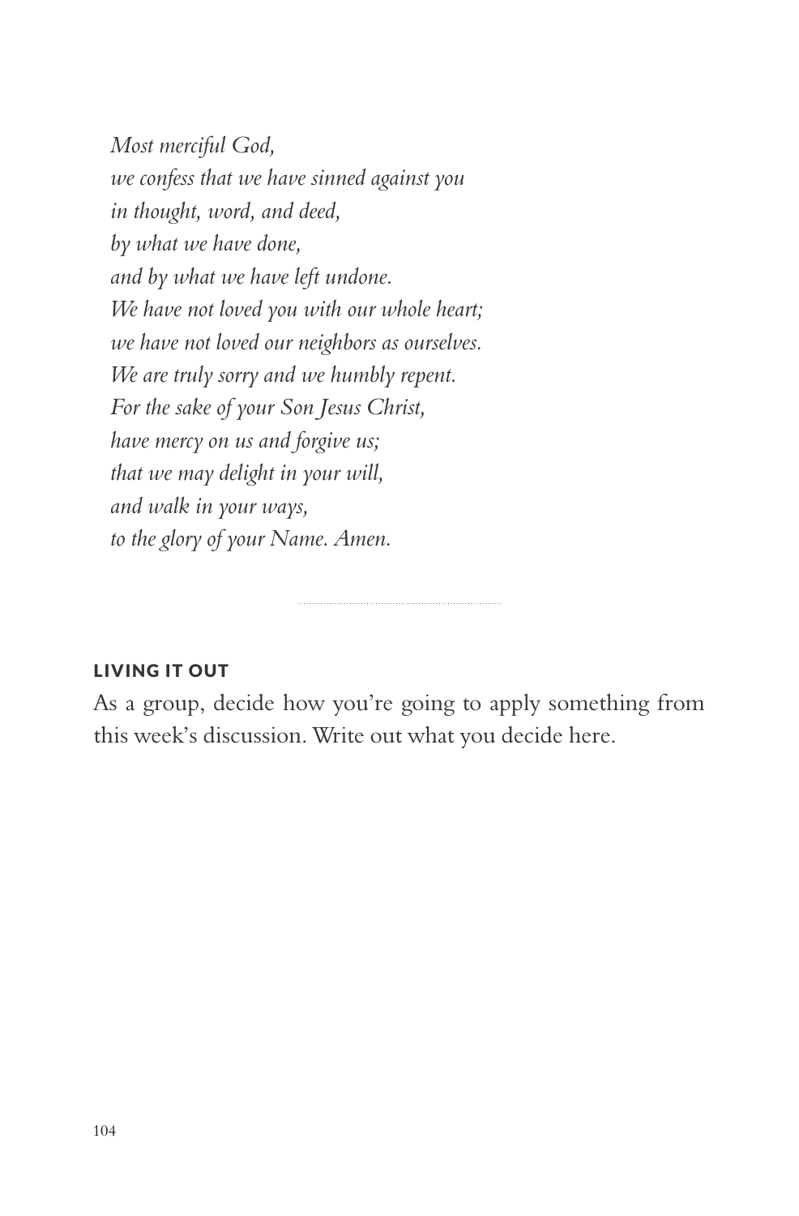*Most merciful God,*
*we confess that we have sinned against you*
*in thought, word, and deed,*
*by what we have done,*
*and by what we have left undone.*
*We have not loved you with our whole heart;*
*we have not loved our neighbors as ourselves.*
*We are truly sorry and we humbly repent.*
*For the sake of your Son Jesus Christ,*
*have mercy on us and forgive us;*
*that we may delight in your will,*
*and walk in your ways,*
*to the glory of your Name. Amen.*

---

### LIVING IT OUT

As a group, decide how you're going to apply something from this week's discussion. Write out what you decide here.